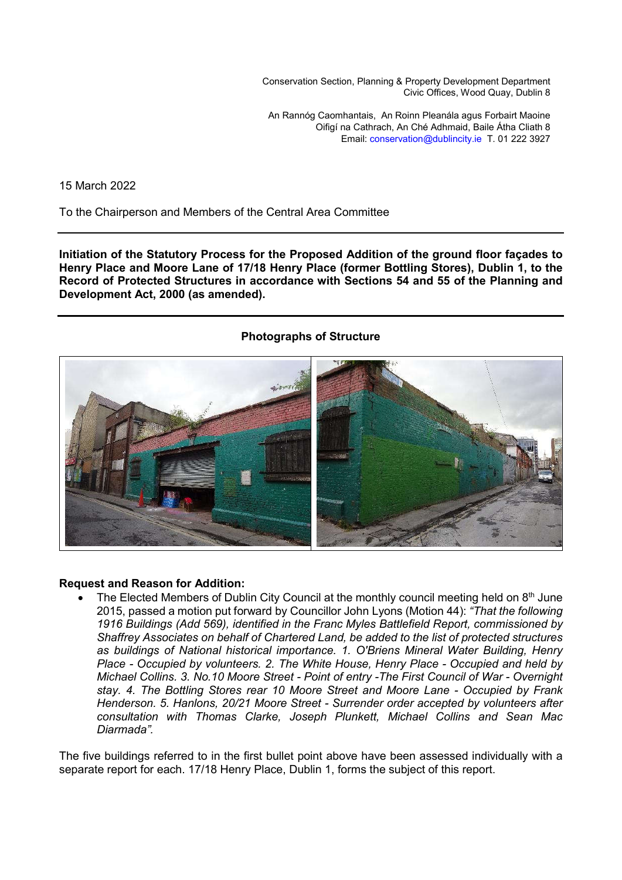Conservation Section, Planning & Property Development Department
Civic Offices, Wood Quay, Dublin 8

An Rannóg Caomhantais, An Roinn Pleanála agus Forbairt Maoine
Oifigí na Cathrach, An Ché Adhmaid, Baile Átha Cliath 8
Email: conservation@dublincity.ie T. 01 222 3927

15 March 2022

To the Chairperson and Members of the Central Area Committee

---

**Initiation of the Statutory Process for the Proposed Addition of the ground floor façades to Henry Place and Moore Lane of 17/18 Henry Place (former Bottling Stores), Dublin 1, to the Record of Protected Structures in accordance with Sections 54 and 55 of the Planning and Development Act, 2000 (as amended).**

---

**Photographs of Structure**

**Request and Reason for Addition:**

- The Elected Members of Dublin City Council at the monthly council meeting held on 8th June 2015, passed a motion put forward by Councillor John Lyons (Motion 44): *"That the following 1916 Buildings (Add 569), identified in the Franc Myles Battlefield Report, commissioned by Shaffrey Associates on behalf of Chartered Land, be added to the list of protected structures as buildings of National historical importance. 1. O'Briens Mineral Water Building, Henry Place - Occupied by volunteers. 2. The White House, Henry Place - Occupied and held by Michael Collins. 3. No.10 Moore Street - Point of entry -The First Council of War - Overnight stay. 4. The Bottling Stores rear 10 Moore Street and Moore Lane - Occupied by Frank Henderson. 5. Hanlons, 20/21 Moore Street - Surrender order accepted by volunteers after consultation with Thomas Clarke, Joseph Plunkett, Michael Collins and Sean Mac Diarmada".*

The five buildings referred to in the first bullet point above have been assessed individually with a separate report for each. 17/18 Henry Place, Dublin 1, forms the subject of this report.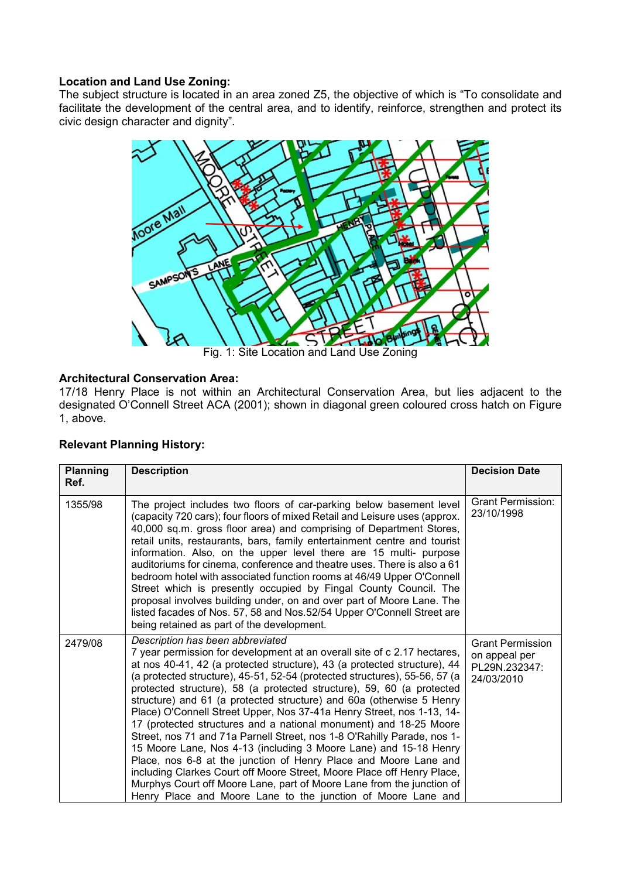**Location and Land Use Zoning:**

The subject structure is located in an area zoned Z5, the objective of which is "To consolidate and facilitate the development of the central area, and to identify, reinforce, strengthen and protect its civic design character and dignity".

Fig. 1: Site Location and Land Use Zoning

**Architectural Conservation Area:**

17/18 Henry Place is not within an Architectural Conservation Area, but lies adjacent to the designated O'Connell Street ACA (2001); shown in diagonal green coloured cross hatch on Figure 1, above.

**Relevant Planning History:**

| Planning Ref. | Description | Decision Date |
|---|---|---|
| 1355/98 | The project includes two floors of car-parking below basement level (capacity 720 cars); four floors of mixed Retail and Leisure uses (approx. 40,000 sq.m. gross floor area) and comprising of Department Stores, retail units, restaurants, bars, family entertainment centre and tourist information. Also, on the upper level there are 15 multi- purpose auditoriums for cinema, conference and theatre uses. There is also a 61 bedroom hotel with associated function rooms at 46/49 Upper O'Connell Street which is presently occupied by Fingal County Council. The proposal involves building under, on and over part of Moore Lane. The listed facades of Nos. 57, 58 and Nos.52/54 Upper O'Connell Street are being retained as part of the development. | Grant Permission: 23/10/1998 |
| 2479/08 | *Description has been abbreviated*<br>7 year permission for development at an overall site of c 2.17 hectares, at nos 40-41, 42 (a protected structure), 43 (a protected structure), 44 (a protected structure), 45-51, 52-54 (protected structures), 55-56, 57 (a protected structure), 58 (a protected structure), 59, 60 (a protected structure) and 61 (a protected structure) and 60a (otherwise 5 Henry Place) O'Connell Street Upper, Nos 37-41a Henry Street, nos 1-13, 14-17 (protected structures and a national monument) and 18-25 Moore Street, nos 71 and 71a Parnell Street, nos 1-8 O'Rahilly Parade, nos 1-15 Moore Lane, Nos 4-13 (including 3 Moore Lane) and 15-18 Henry Place, nos 6-8 at the junction of Henry Place and Moore Lane and including Clarkes Court off Moore Street, Moore Place off Henry Place, Murphys Court off Moore Lane, part of Moore Lane from the junction of Henry Place and Moore Lane to the junction of Moore Lane and | Grant Permission on appeal per PL29N.232347: 24/03/2010 |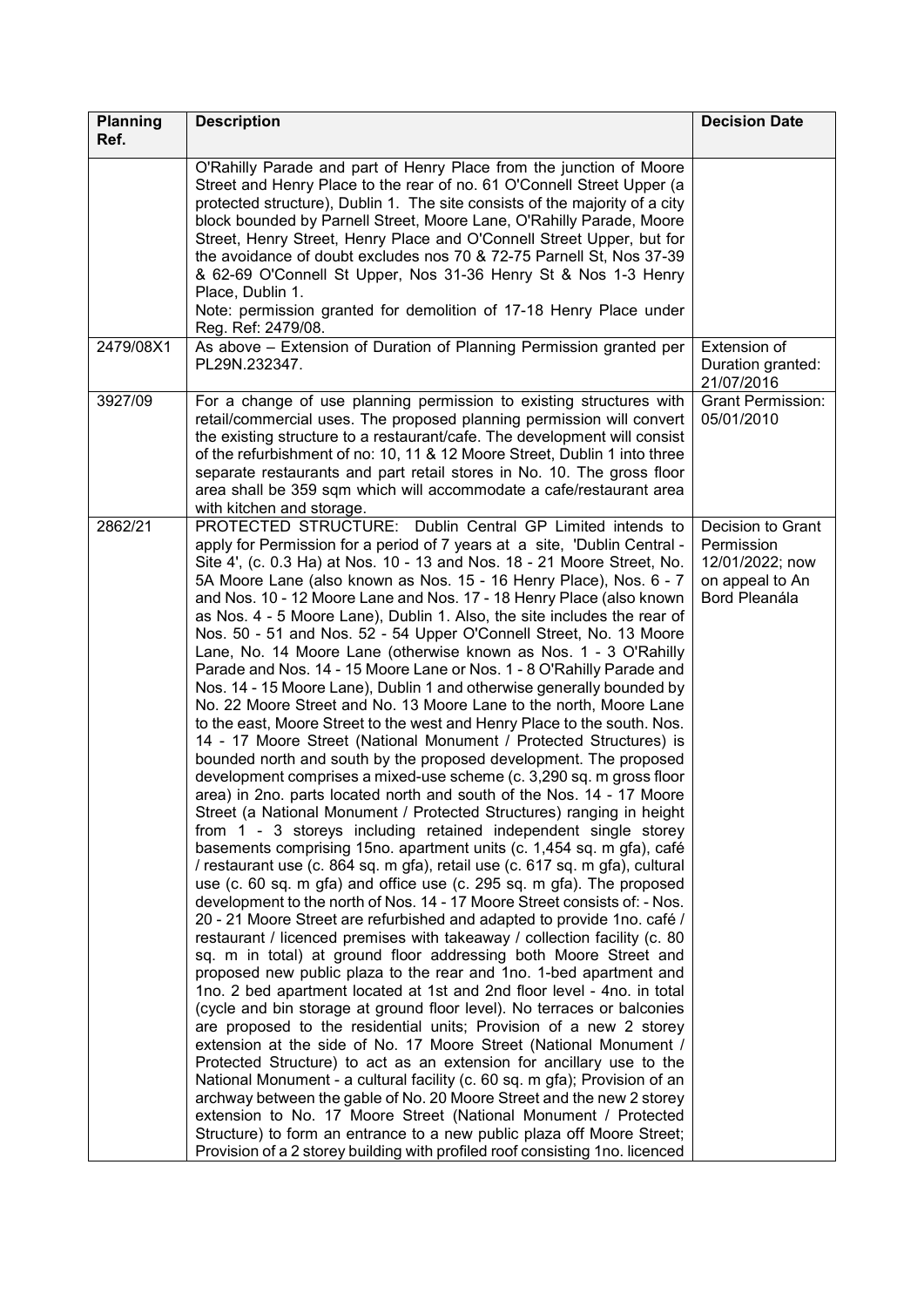| Planning Ref. | Description | Decision Date |
|---|---|---|
| | O'Rahilly Parade and part of Henry Place from the junction of Moore Street and Henry Place to the rear of no. 61 O'Connell Street Upper (a protected structure), Dublin 1. The site consists of the majority of a city block bounded by Parnell Street, Moore Lane, O'Rahilly Parade, Moore Street, Henry Street, Henry Place and O'Connell Street Upper, but for the avoidance of doubt excludes nos 70 & 72-75 Parnell St, Nos 37-39 & 62-69 O'Connell St Upper, Nos 31-36 Henry St & Nos 1-3 Henry Place, Dublin 1. Note: permission granted for demolition of 17-18 Henry Place under Reg. Ref: 2479/08. | |
| 2479/08X1 | As above – Extension of Duration of Planning Permission granted per PL29N.232347. | Extension of Duration granted: 21/07/2016 |
| 3927/09 | For a change of use planning permission to existing structures with retail/commercial uses. The proposed planning permission will convert the existing structure to a restaurant/cafe. The development will consist of the refurbishment of no: 10, 11 & 12 Moore Street, Dublin 1 into three separate restaurants and part retail stores in No. 10. The gross floor area shall be 359 sqm which will accommodate a cafe/restaurant area with kitchen and storage. | Grant Permission: 05/01/2010 |
| 2862/21 | PROTECTED STRUCTURE: Dublin Central GP Limited intends to apply for Permission for a period of 7 years at a site, 'Dublin Central - Site 4', (c. 0.3 Ha) at Nos. 10 - 13 and Nos. 18 - 21 Moore Street, No. 5A Moore Lane (also known as Nos. 15 - 16 Henry Place), Nos. 6 - 7 and Nos. 10 - 12 Moore Lane and Nos. 17 - 18 Henry Place (also known as Nos. 4 - 5 Moore Lane), Dublin 1. Also, the site includes the rear of Nos. 50 - 51 and Nos. 52 - 54 Upper O'Connell Street, No. 13 Moore Lane, No. 14 Moore Lane (otherwise known as Nos. 1 - 3 O'Rahilly Parade and Nos. 14 - 15 Moore Lane or Nos. 1 - 8 O'Rahilly Parade and Nos. 14 - 15 Moore Lane), Dublin 1 and otherwise generally bounded by No. 22 Moore Street and No. 13 Moore Lane to the north, Moore Lane to the east, Moore Street to the west and Henry Place to the south. Nos. 14 - 17 Moore Street (National Monument / Protected Structures) is bounded north and south by the proposed development. The proposed development comprises a mixed-use scheme (c. 3,290 sq. m gross floor area) in 2no. parts located north and south of the Nos. 14 - 17 Moore Street (a National Monument / Protected Structures) ranging in height from 1 - 3 storeys including retained independent single storey basements comprising 15no. apartment units (c. 1,454 sq. m gfa), café / restaurant use (c. 864 sq. m gfa), retail use (c. 617 sq. m gfa), cultural use (c. 60 sq. m gfa) and office use (c. 295 sq. m gfa). The proposed development to the north of Nos. 14 - 17 Moore Street consists of: - Nos. 20 - 21 Moore Street are refurbished and adapted to provide 1no. café / restaurant / licenced premises with takeaway / collection facility (c. 80 sq. m in total) at ground floor addressing both Moore Street and proposed new public plaza to the rear and 1no. 1-bed apartment and 1no. 2 bed apartment located at 1st and 2nd floor level - 4no. in total (cycle and bin storage at ground floor level). No terraces or balconies are proposed to the residential units; Provision of a new 2 storey extension at the side of No. 17 Moore Street (National Monument / Protected Structure) to act as an extension for ancillary use to the National Monument - a cultural facility (c. 60 sq. m gfa); Provision of an archway between the gable of No. 20 Moore Street and the new 2 storey extension to No. 17 Moore Street (National Monument / Protected Structure) to form an entrance to a new public plaza off Moore Street; Provision of a 2 storey building with profiled roof consisting 1no. licenced | Decision to Grant Permission 12/01/2022; now on appeal to An Bord Pleanála |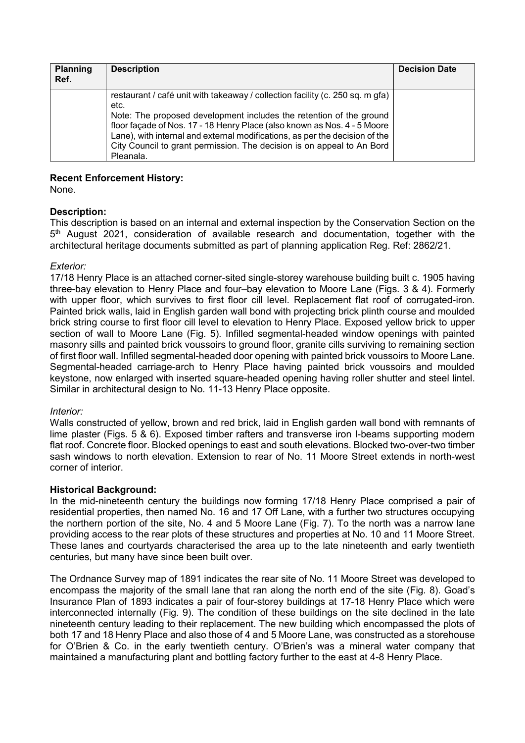| Planning Ref. | Description | Decision Date |
|---|---|---|
| | restaurant / café unit with takeaway / collection facility (c. 250 sq. m gfa) etc.<br>Note: The proposed development includes the retention of the ground floor façade of Nos. 17 - 18 Henry Place (also known as Nos. 4 - 5 Moore Lane), with internal and external modifications, as per the decision of the City Council to grant permission. The decision is on appeal to An Bord Pleanala. | |

**Recent Enforcement History:**
None.

**Description:**
This description is based on an internal and external inspection by the Conservation Section on the 5th August 2021, consideration of available research and documentation, together with the architectural heritage documents submitted as part of planning application Reg. Ref: 2862/21.

*Exterior:*
17/18 Henry Place is an attached corner-sited single-storey warehouse building built c. 1905 having three-bay elevation to Henry Place and four–bay elevation to Moore Lane (Figs. 3 & 4). Formerly with upper floor, which survives to first floor cill level. Replacement flat roof of corrugated-iron. Painted brick walls, laid in English garden wall bond with projecting brick plinth course and moulded brick string course to first floor cill level to elevation to Henry Place. Exposed yellow brick to upper section of wall to Moore Lane (Fig. 5). Infilled segmental-headed window openings with painted masonry sills and painted brick voussoirs to ground floor, granite cills surviving to remaining section of first floor wall. Infilled segmental-headed door opening with painted brick voussoirs to Moore Lane. Segmental-headed carriage-arch to Henry Place having painted brick voussoirs and moulded keystone, now enlarged with inserted square-headed opening having roller shutter and steel lintel. Similar in architectural design to No. 11-13 Henry Place opposite.

*Interior:*
Walls constructed of yellow, brown and red brick, laid in English garden wall bond with remnants of lime plaster (Figs. 5 & 6). Exposed timber rafters and transverse iron I-beams supporting modern flat roof. Concrete floor. Blocked openings to east and south elevations. Blocked two-over-two timber sash windows to north elevation. Extension to rear of No. 11 Moore Street extends in north-west corner of interior.

**Historical Background:**
In the mid-nineteenth century the buildings now forming 17/18 Henry Place comprised a pair of residential properties, then named No. 16 and 17 Off Lane, with a further two structures occupying the northern portion of the site, No. 4 and 5 Moore Lane (Fig. 7). To the north was a narrow lane providing access to the rear plots of these structures and properties at No. 10 and 11 Moore Street. These lanes and courtyards characterised the area up to the late nineteenth and early twentieth centuries, but many have since been built over.

The Ordnance Survey map of 1891 indicates the rear site of No. 11 Moore Street was developed to encompass the majority of the small lane that ran along the north end of the site (Fig. 8). Goad's Insurance Plan of 1893 indicates a pair of four-storey buildings at 17-18 Henry Place which were interconnected internally (Fig. 9). The condition of these buildings on the site declined in the late nineteenth century leading to their replacement. The new building which encompassed the plots of both 17 and 18 Henry Place and also those of 4 and 5 Moore Lane, was constructed as a storehouse for O'Brien & Co. in the early twentieth century. O'Brien's was a mineral water company that maintained a manufacturing plant and bottling factory further to the east at 4-8 Henry Place.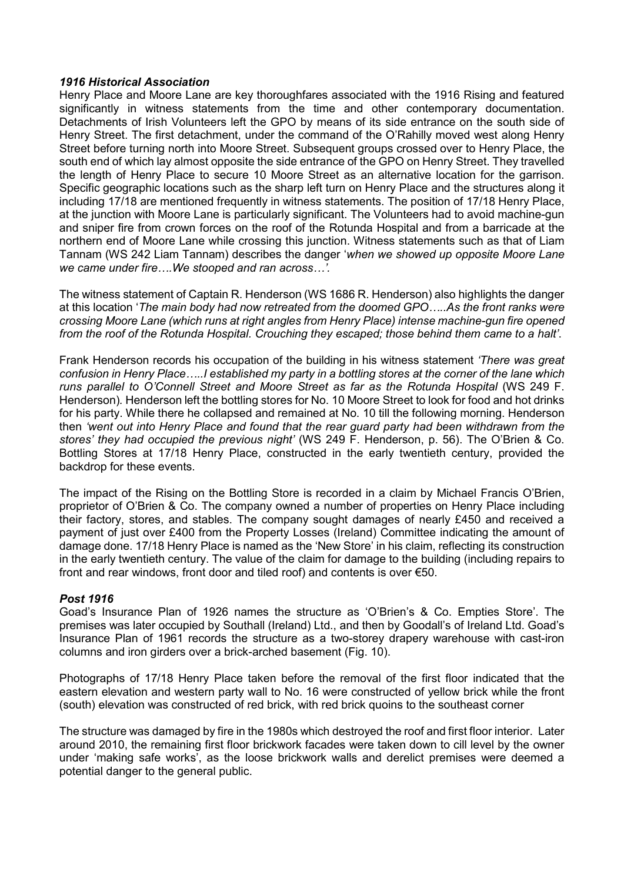### *1916 Historical Association*

Henry Place and Moore Lane are key thoroughfares associated with the 1916 Rising and featured significantly in witness statements from the time and other contemporary documentation. Detachments of Irish Volunteers left the GPO by means of its side entrance on the south side of Henry Street. The first detachment, under the command of the O'Rahilly moved west along Henry Street before turning north into Moore Street. Subsequent groups crossed over to Henry Place, the south end of which lay almost opposite the side entrance of the GPO on Henry Street. They travelled the length of Henry Place to secure 10 Moore Street as an alternative location for the garrison. Specific geographic locations such as the sharp left turn on Henry Place and the structures along it including 17/18 are mentioned frequently in witness statements. The position of 17/18 Henry Place, at the junction with Moore Lane is particularly significant. The Volunteers had to avoid machine-gun and sniper fire from crown forces on the roof of the Rotunda Hospital and from a barricade at the northern end of Moore Lane while crossing this junction. Witness statements such as that of Liam Tannam (WS 242 Liam Tannam) describes the danger '*when we showed up opposite Moore Lane we came under fire….We stooped and ran across…'.*

The witness statement of Captain R. Henderson (WS 1686 R. Henderson) also highlights the danger at this location '*The main body had now retreated from the doomed GPO…..As the front ranks were crossing Moore Lane (which runs at right angles from Henry Place) intense machine-gun fire opened from the roof of the Rotunda Hospital. Crouching they escaped; those behind them came to a halt'.*

Frank Henderson records his occupation of the building in his witness statement *'There was great confusion in Henry Place…..I established my party in a bottling stores at the corner of the lane which runs parallel to O'Connell Street and Moore Street as far as the Rotunda Hospital* (WS 249 F. Henderson). Henderson left the bottling stores for No. 10 Moore Street to look for food and hot drinks for his party. While there he collapsed and remained at No. 10 till the following morning. Henderson then *'went out into Henry Place and found that the rear guard party had been withdrawn from the stores' they had occupied the previous night'* (WS 249 F. Henderson, p. 56). The O'Brien & Co. Bottling Stores at 17/18 Henry Place, constructed in the early twentieth century, provided the backdrop for these events.

The impact of the Rising on the Bottling Store is recorded in a claim by Michael Francis O'Brien, proprietor of O'Brien & Co. The company owned a number of properties on Henry Place including their factory, stores, and stables. The company sought damages of nearly £450 and received a payment of just over £400 from the Property Losses (Ireland) Committee indicating the amount of damage done. 17/18 Henry Place is named as the 'New Store' in his claim, reflecting its construction in the early twentieth century. The value of the claim for damage to the building (including repairs to front and rear windows, front door and tiled roof) and contents is over €50.

### *Post 1916*

Goad's Insurance Plan of 1926 names the structure as 'O'Brien's & Co. Empties Store'. The premises was later occupied by Southall (Ireland) Ltd., and then by Goodall's of Ireland Ltd. Goad's Insurance Plan of 1961 records the structure as a two-storey drapery warehouse with cast-iron columns and iron girders over a brick-arched basement (Fig. 10).

Photographs of 17/18 Henry Place taken before the removal of the first floor indicated that the eastern elevation and western party wall to No. 16 were constructed of yellow brick while the front (south) elevation was constructed of red brick, with red brick quoins to the southeast corner

The structure was damaged by fire in the 1980s which destroyed the roof and first floor interior. Later around 2010, the remaining first floor brickwork facades were taken down to cill level by the owner under 'making safe works', as the loose brickwork walls and derelict premises were deemed a potential danger to the general public.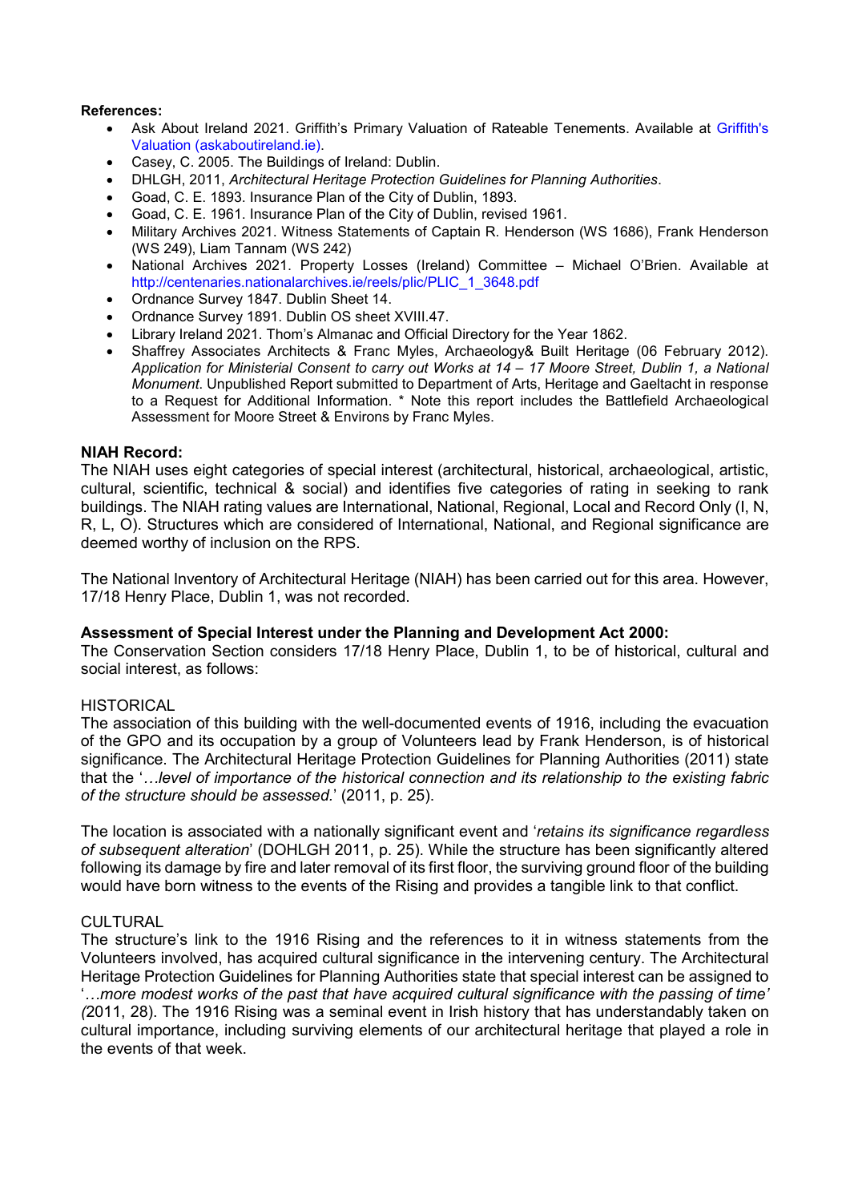**References:**

- Ask About Ireland 2021. Griffith's Primary Valuation of Rateable Tenements. Available at Griffith's Valuation (askaboutireland.ie).
- Casey, C. 2005. The Buildings of Ireland: Dublin.
- DHLGH, 2011, *Architectural Heritage Protection Guidelines for Planning Authorities*.
- Goad, C. E. 1893. Insurance Plan of the City of Dublin, 1893.
- Goad, C. E. 1961. Insurance Plan of the City of Dublin, revised 1961.
- Military Archives 2021. Witness Statements of Captain R. Henderson (WS 1686), Frank Henderson (WS 249), Liam Tannam (WS 242)
- National Archives 2021. Property Losses (Ireland) Committee – Michael O'Brien. Available at http://centenaries.nationalarchives.ie/reels/plic/PLIC_1_3648.pdf
- Ordnance Survey 1847. Dublin Sheet 14.
- Ordnance Survey 1891. Dublin OS sheet XVIII.47.
- Library Ireland 2021. Thom's Almanac and Official Directory for the Year 1862.
- Shaffrey Associates Architects & Franc Myles, Archaeology& Built Heritage (06 February 2012). *Application for Ministerial Consent to carry out Works at 14 – 17 Moore Street, Dublin 1, a National Monument.* Unpublished Report submitted to Department of Arts, Heritage and Gaeltacht in response to a Request for Additional Information. * Note this report includes the Battlefield Archaeological Assessment for Moore Street & Environs by Franc Myles.

**NIAH Record:**

The NIAH uses eight categories of special interest (architectural, historical, archaeological, artistic, cultural, scientific, technical & social) and identifies five categories of rating in seeking to rank buildings. The NIAH rating values are International, National, Regional, Local and Record Only (I, N, R, L, O). Structures which are considered of International, National, and Regional significance are deemed worthy of inclusion on the RPS.

The National Inventory of Architectural Heritage (NIAH) has been carried out for this area. However, 17/18 Henry Place, Dublin 1, was not recorded.

**Assessment of Special Interest under the Planning and Development Act 2000:**

The Conservation Section considers 17/18 Henry Place, Dublin 1, to be of historical, cultural and social interest, as follows:

HISTORICAL

The association of this building with the well-documented events of 1916, including the evacuation of the GPO and its occupation by a group of Volunteers lead by Frank Henderson, is of historical significance. The Architectural Heritage Protection Guidelines for Planning Authorities (2011) state that the '*…level of importance of the historical connection and its relationship to the existing fabric of the structure should be assessed.*' (2011, p. 25).

The location is associated with a nationally significant event and '*retains its significance regardless of subsequent alteration*' (DOHLGH 2011, p. 25). While the structure has been significantly altered following its damage by fire and later removal of its first floor, the surviving ground floor of the building would have born witness to the events of the Rising and provides a tangible link to that conflict.

CULTURAL

The structure's link to the 1916 Rising and the references to it in witness statements from the Volunteers involved, has acquired cultural significance in the intervening century. The Architectural Heritage Protection Guidelines for Planning Authorities state that special interest can be assigned to '…*more modest works of the past that have acquired cultural significance with the passing of time' (*2011, 28). The 1916 Rising was a seminal event in Irish history that has understandably taken on cultural importance, including surviving elements of our architectural heritage that played a role in the events of that week.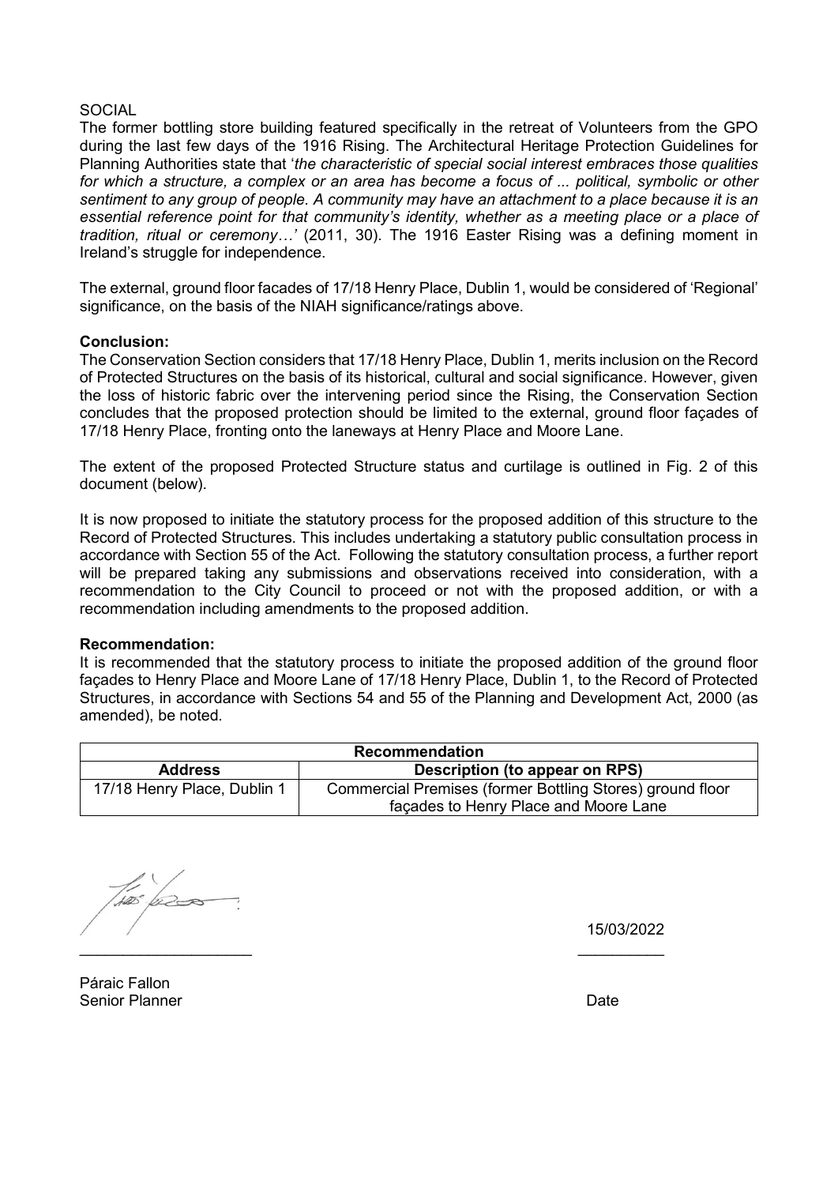SOCIAL

The former bottling store building featured specifically in the retreat of Volunteers from the GPO during the last few days of the 1916 Rising. The Architectural Heritage Protection Guidelines for Planning Authorities state that '*the characteristic of special social interest embraces those qualities for which a structure, a complex or an area has become a focus of ... political, symbolic or other sentiment to any group of people. A community may have an attachment to a place because it is an essential reference point for that community's identity, whether as a meeting place or a place of tradition, ritual or ceremony…'* (2011, 30). The 1916 Easter Rising was a defining moment in Ireland's struggle for independence.

The external, ground floor facades of 17/18 Henry Place, Dublin 1, would be considered of 'Regional' significance, on the basis of the NIAH significance/ratings above.

**Conclusion:**

The Conservation Section considers that 17/18 Henry Place, Dublin 1, merits inclusion on the Record of Protected Structures on the basis of its historical, cultural and social significance. However, given the loss of historic fabric over the intervening period since the Rising, the Conservation Section concludes that the proposed protection should be limited to the external, ground floor façades of 17/18 Henry Place, fronting onto the laneways at Henry Place and Moore Lane.

The extent of the proposed Protected Structure status and curtilage is outlined in Fig. 2 of this document (below).

It is now proposed to initiate the statutory process for the proposed addition of this structure to the Record of Protected Structures. This includes undertaking a statutory public consultation process in accordance with Section 55 of the Act. Following the statutory consultation process, a further report will be prepared taking any submissions and observations received into consideration, with a recommendation to the City Council to proceed or not with the proposed addition, or with a recommendation including amendments to the proposed addition.

**Recommendation:**

It is recommended that the statutory process to initiate the proposed addition of the ground floor façades to Henry Place and Moore Lane of 17/18 Henry Place, Dublin 1, to the Record of Protected Structures, in accordance with Sections 54 and 55 of the Planning and Development Act, 2000 (as amended), be noted.

| **Recommendation** | |
|---|---|
| **Address** | **Description (to appear on RPS)** |
| 17/18 Henry Place, Dublin 1 | Commercial Premises (former Bottling Stores) ground floor façades to Henry Place and Moore Lane |

15/03/2022

Páraic Fallon
Senior Planner

Date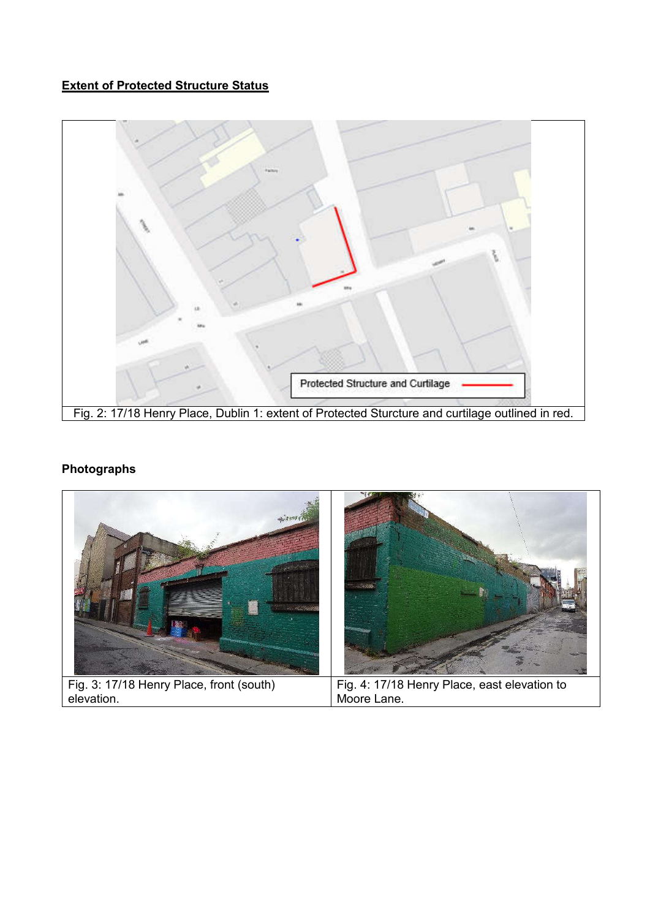**Extent of Protected Structure Status**

Fig. 2: 17/18 Henry Place, Dublin 1: extent of Protected Sturcture and curtilage outlined in red.

**Photographs**

| Fig. 3: 17/18 Henry Place, front (south) elevation. | Fig. 4: 17/18 Henry Place, east elevation to Moore Lane. |
|---|---|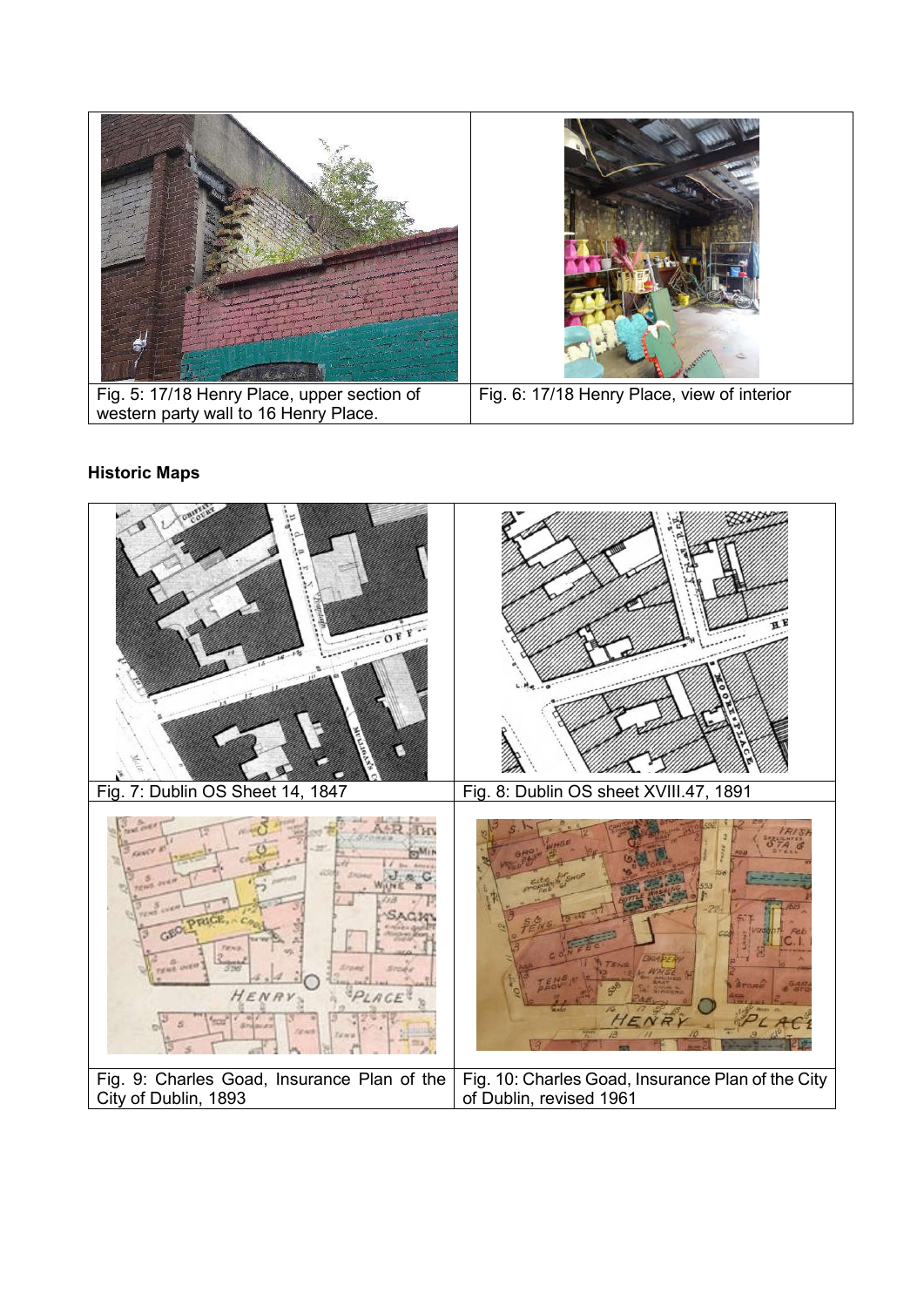Fig. 5: 17/18 Henry Place, upper section of western party wall to 16 Henry Place.

Fig. 6: 17/18 Henry Place, view of interior

## Historic Maps

Fig. 7: Dublin OS Sheet 14, 1847

Fig. 8: Dublin OS sheet XVIII.47, 1891

Fig. 9: Charles Goad, Insurance Plan of the City of Dublin, 1893

Fig. 10: Charles Goad, Insurance Plan of the City of Dublin, revised 1961